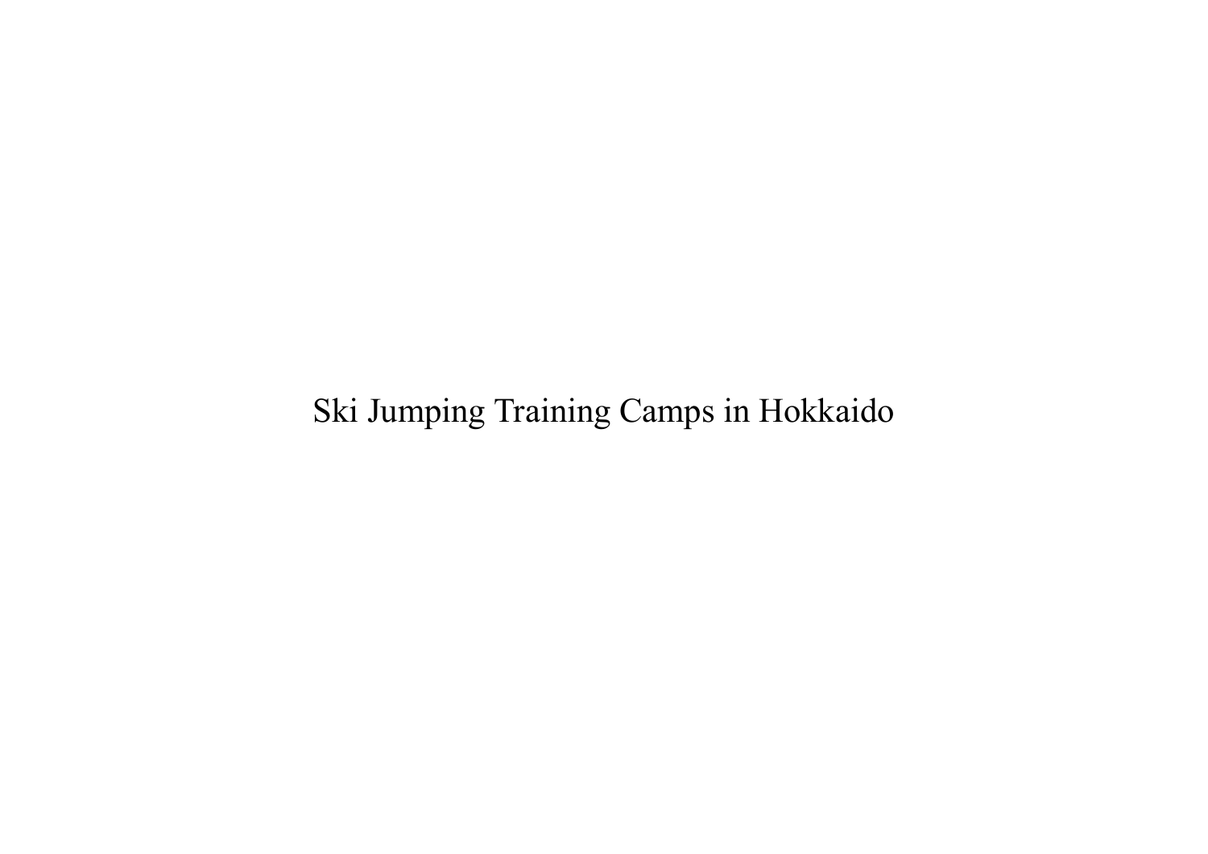# Ski Jumping Training Camps in Hokkaido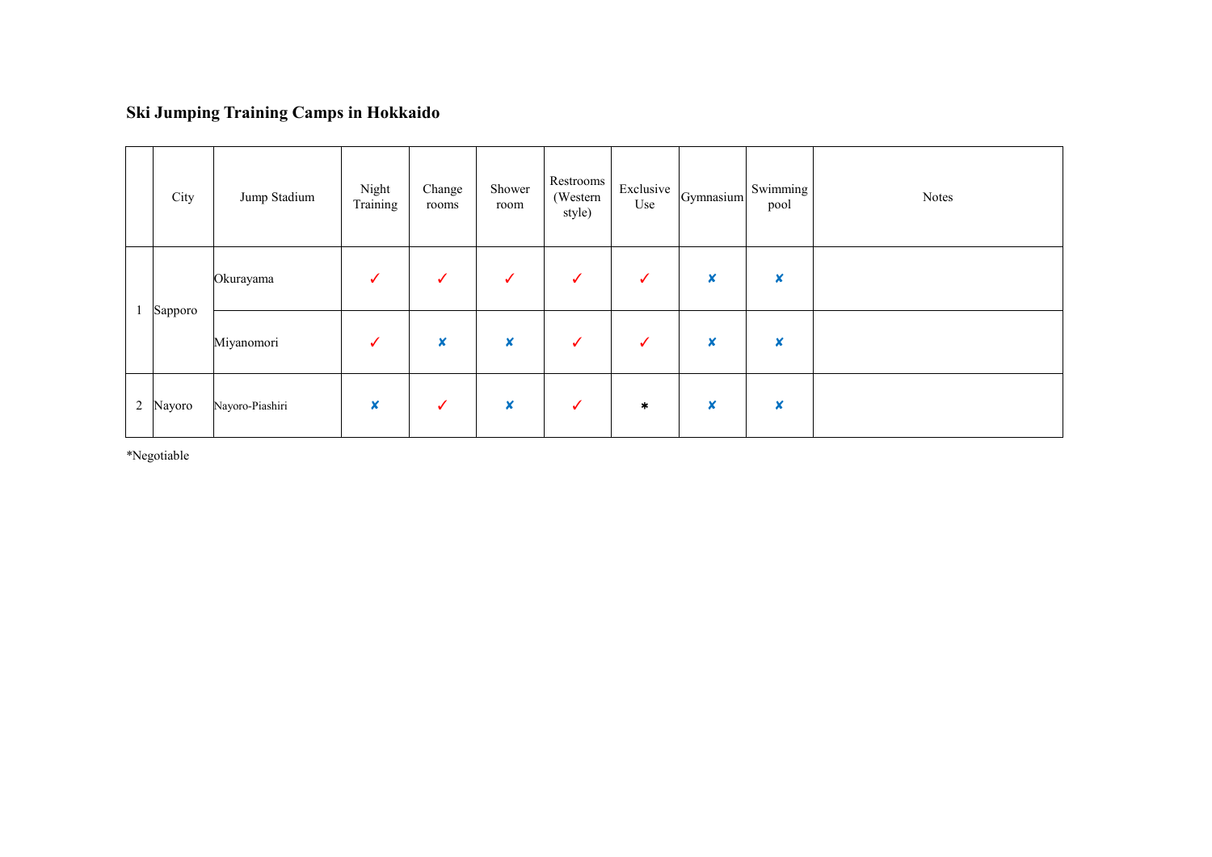## Ski Jumping Training Camps in Hokkaido

| | City | Jump Stadium | Night Training | Change rooms | Shower room | Restrooms (Western style) | Exclusive Use | Gymnasium | Swimming pool | Notes |
|---|---|---|---|---|---|---|---|---|---|---|
| 1 | Sapporo | Okurayama | ✓ | ✓ | ✓ | ✓ | ✓ | ✘ | ✘ | |
| | | Miyanomori | ✓ | ✘ | ✘ | ✓ | ✓ | ✘ | ✘ | |
| 2 | Nayoro | Nayoro-Piashiri | ✘ | ✓ | ✘ | ✓ | * | ✘ | ✘ | |

*Negotiable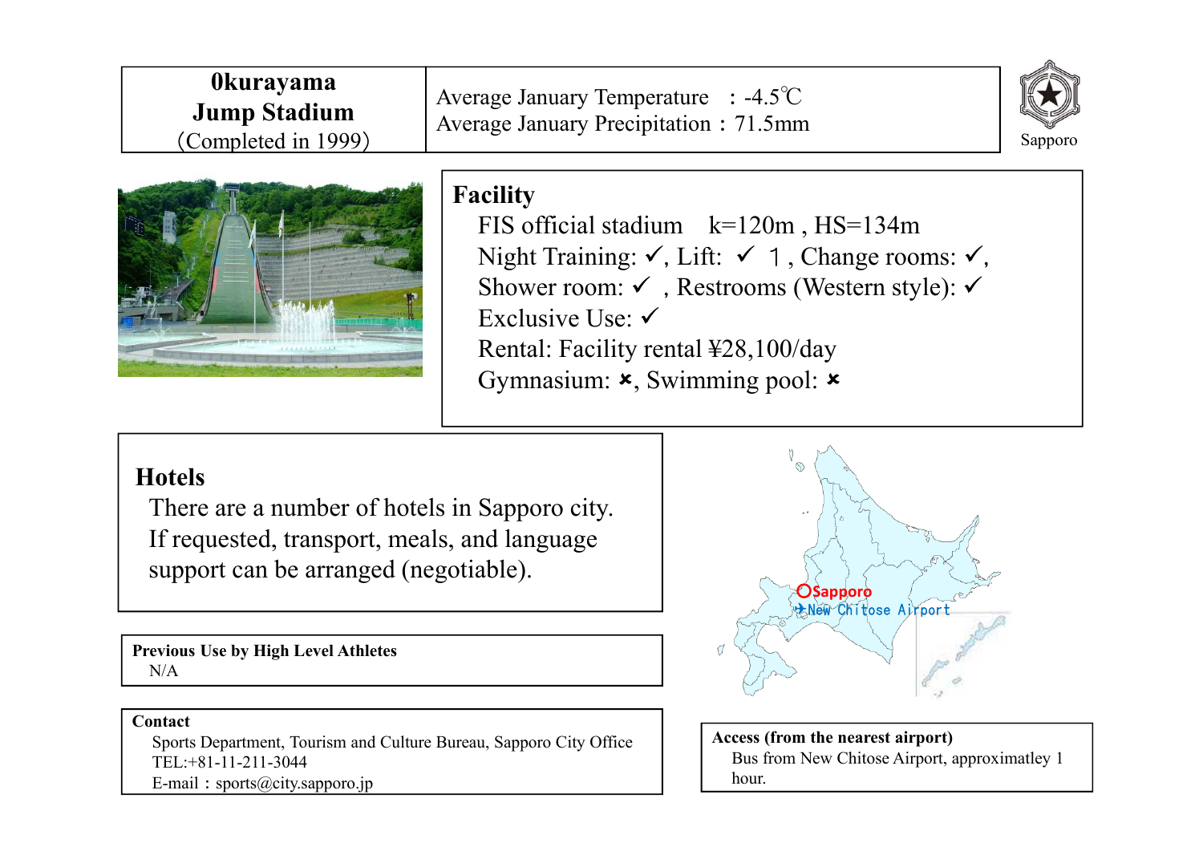# 0kurayama Jump Stadium
(Completed in 1999)

Average January Temperature : -4.5℃
Average January Precipitation : 71.5mm

Sapporo

## Facility

FIS official stadium  k=120m , HS=134m
Night Training: ✓, Lift: ✓ １, Change rooms: ✓,
Shower room: ✓ , Restrooms (Western style): ✓
Exclusive Use: ✓
Rental: Facility rental ¥28,100/day
Gymnasium: ×, Swimming pool: ×

## Hotels

There are a number of hotels in Sapporo city.
If requested, transport, meals, and language support can be arranged (negotiable).

Sapporo
New Chitose Airport

**Previous Use by High Level Athletes**
N/A

**Contact**
Sports Department, Tourism and Culture Bureau, Sapporo City Office
TEL:+81-11-211-3044
E-mail：sports@city.sapporo.jp

**Access (from the nearest airport)**
Bus from New Chitose Airport, approximatley 1 hour.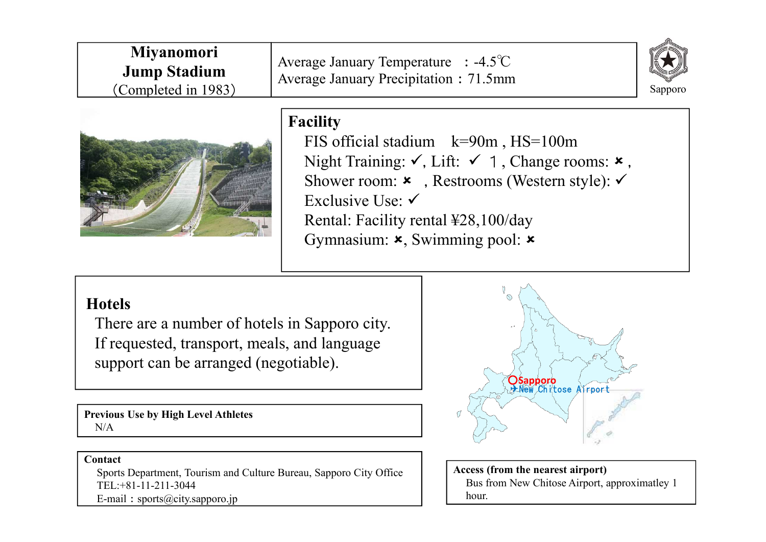# Miyanomori Jump Stadium
（Completed in 1983）

Average January Temperature　: -4.5℃
Average January Precipitation : 71.5mm

Sapporo

## Facility

FIS official stadium　k=90m , HS=100m
Night Training: ✓, Lift: ✓ 1 , Change rooms: ✗ ,
Shower room: ✗ , Restrooms (Western style): ✓
Exclusive Use: ✓
Rental: Facility rental ¥28,100/day
Gymnasium: ✗, Swimming pool: ✗

## Hotels

There are a number of hotels in Sapporo city.
If requested, transport, meals, and language support can be arranged (negotiable).

**Previous Use by High Level Athletes**
N/A

**Contact**
Sports Department, Tourism and Culture Bureau, Sapporo City Office
TEL:+81-11-211-3044
E-mail：sports@city.sapporo.jp

Sapporo
New Chitose Airport

**Access (from the nearest airport)**
Bus from New Chitose Airport, approximatley 1 hour.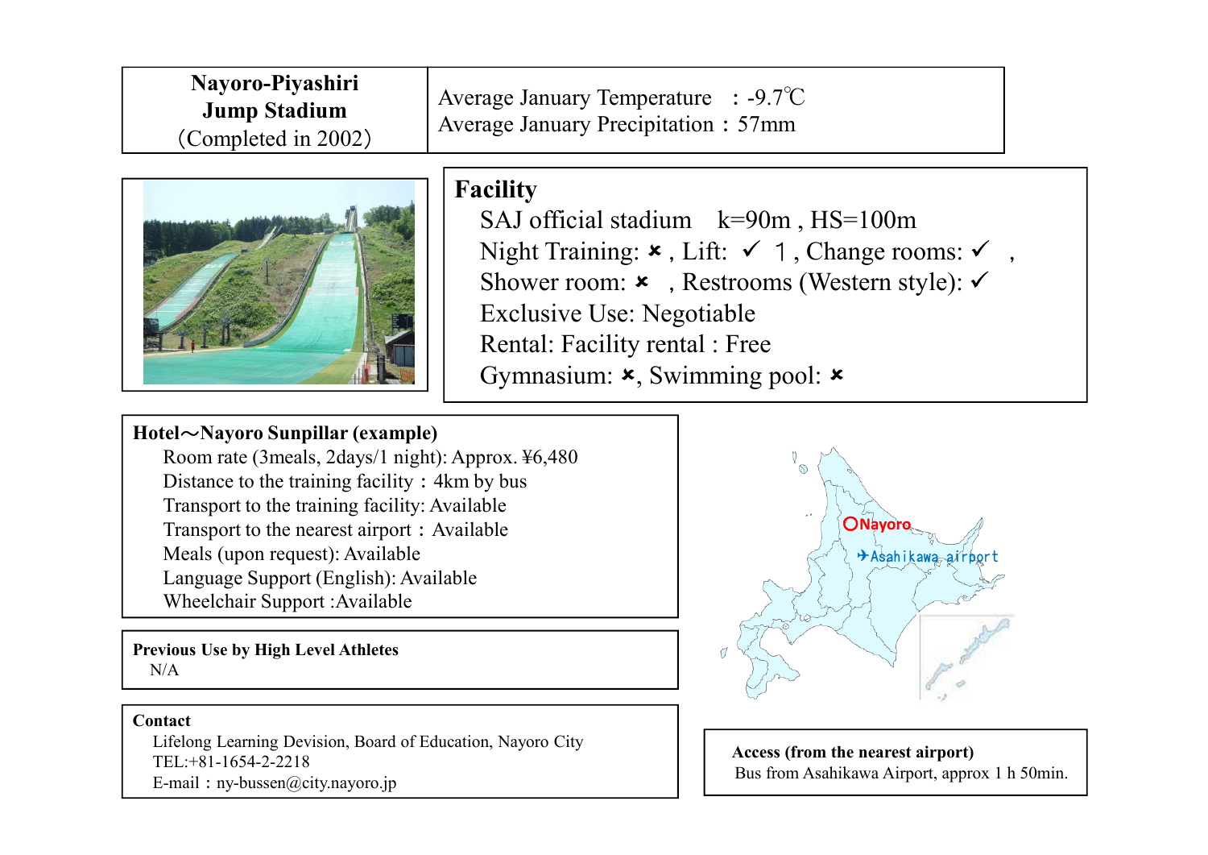**Nayoro-Piyashiri Jump Stadium**
(Completed in 2002)

Average January Temperature ：-9.7℃
Average January Precipitation：57mm

**Facility**

SAJ official stadium k=90m , HS=100m
Night Training: ✘ , Lift: ✓ 1 , Change rooms: ✓ ,
Shower room: ✘ , Restrooms (Western style): ✓
Exclusive Use: Negotiable
Rental: Facility rental : Free
Gymnasium: ✘, Swimming pool: ✘

**Hotel～Nayoro Sunpillar (example)**

Room rate (3meals, 2days/1 night): Approx. ¥6,480
Distance to the training facility：4km by bus
Transport to the training facility: Available
Transport to the nearest airport：Available
Meals (upon request): Available
Language Support (English): Available
Wheelchair Support :Available

Nayoro
Asahikawa airport

**Previous Use by High Level Athletes**

N/A

**Contact**

Lifelong Learning Devision, Board of Education, Nayoro City
TEL:+81-1654-2-2218
E-mail：ny-bussen@city.nayoro.jp

**Access (from the nearest airport)**

Bus from Asahikawa Airport, approx 1 h 50min.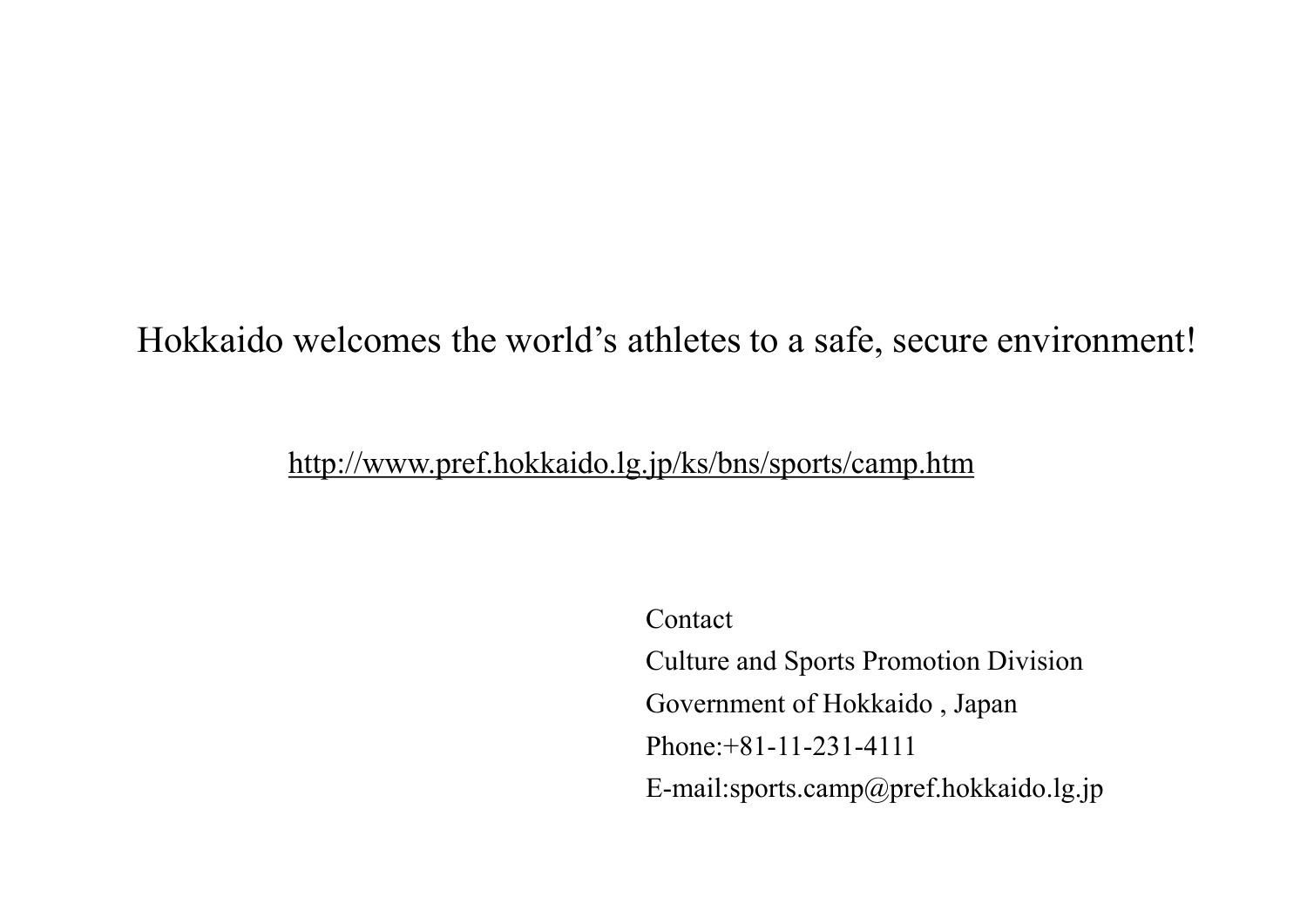Hokkaido welcomes the world’s athletes to a safe, secure environment!

http://www.pref.hokkaido.lg.jp/ks/bns/sports/camp.htm

Contact

Culture and Sports Promotion Division

Government of Hokkaido , Japan

Phone:+81-11-231-4111

E-mail:sports.camp@pref.hokkaido.lg.jp